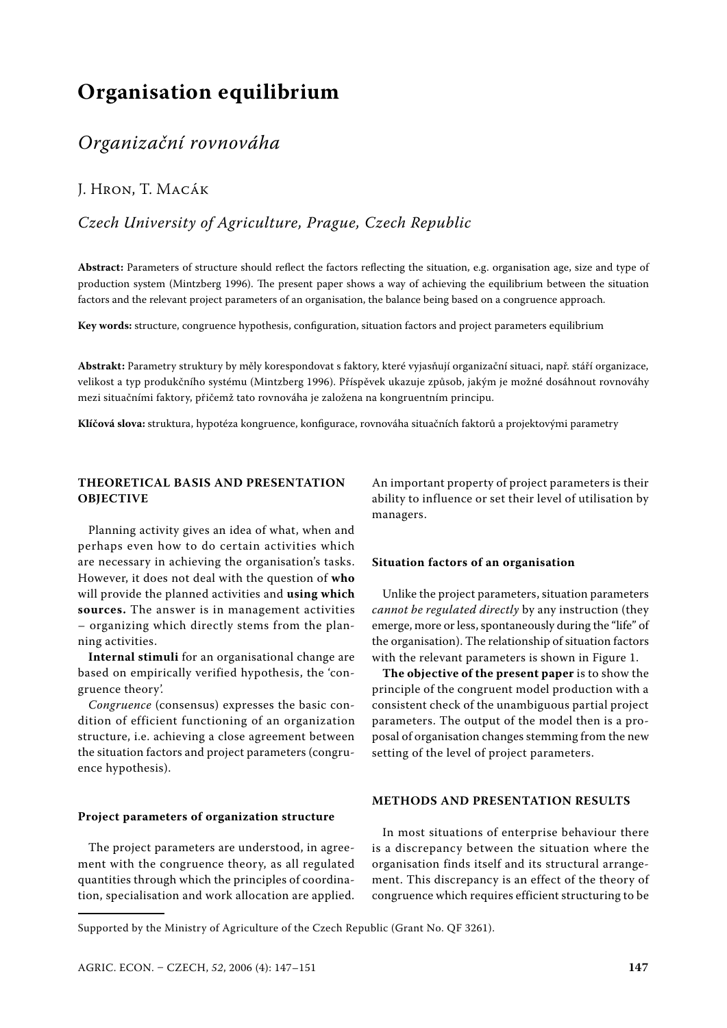# Organisation equilibrium

## *Organizační rovnováha*

J. Hron, T. Macák

*Czech University of Agriculture, Prague, Czech Republic*

**Abstract:** Parameters of structure should reflect the factors reflecting the situation, e.g. organisation age, size and type of production system (Mintzberg 1996). The present paper shows a way of achieving the equilibrium between the situation factors and the relevant project parameters of an organisation, the balance being based on a congruence approach.

**Key words:** structure, congruence hypothesis, configuration, situation factors and project parameters equilibrium

**Abstrakt:** Parametry struktury by měly korespondovat s faktory, které vyjasňují organizační situaci, např. stáří organizace, velikost a typ produkčního systému (Mintzberg 1996). Příspěvek ukazuje způsob, jakým je možné dosáhnout rovnováhy mezi situačními faktory, přičemž tato rovnováha je založena na kongruentním principu.

**Klíčová slova:** struktura, hypotéza kongruence, konfigurace, rovnováha situačních faktorů a projektovými parametry

### THEORETICAL BASIS AND PRESENTATION OBJECTIVE

Planning activity gives an idea of what, when and perhaps even how to do certain activities which are necessary in achieving the organisation's tasks. However, it does not deal with the question of **who** will provide the planned activities and **using which sources.** The answer is in management activities – organizing which directly stems from the planning activities.

**Internal stimuli** for an organisational change are based on empirically verified hypothesis, the 'congruence theory'.

*Congruence* (consensus) expresses the basic condition of efficient functioning of an organization structure, i.e. achieving a close agreement between the situation factors and project parameters (congruence hypothesis).

#### Project parameters of organization structure

The project parameters are understood, in agreement with the congruence theory, as all regulated quantities through which the principles of coordination, specialisation and work allocation are applied. An important property of project parameters is their ability to influence or set their level of utilisation by managers.

#### Situation factors of an organisation

Unlike the project parameters, situation parameters *cannot be regulated directly* by any instruction (they emerge, more or less, spontaneously during the "life" of the organisation). The relationship of situation factors with the relevant parameters is shown in Figure 1.

**The objective of the present paper** is to show the principle of the congruent model production with a consistent check of the unambiguous partial project parameters. The output of the model then is a proposal of organisation changes stemming from the new setting of the level of project parameters.

### METHODS AND PRESENTATION RESULTS

In most situations of enterprise behaviour there is a discrepancy between the situation where the organisation finds itself and its structural arrangement. This discrepancy is an effect of the theory of congruence which requires efficient structuring to be

Supported by the Ministry of Agriculture of the Czech Republic (Grant No. QF 3261).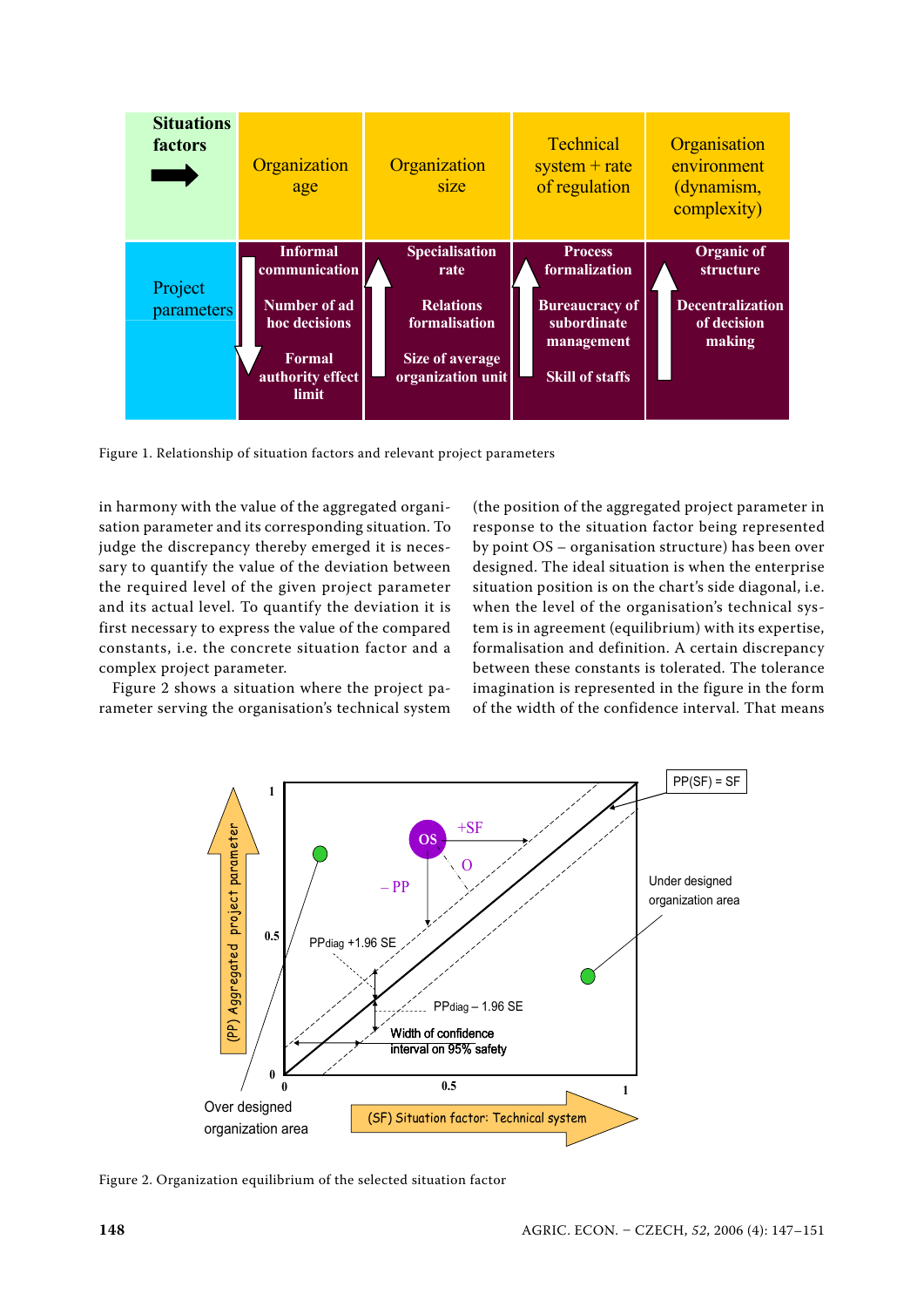| Situations factors → | Organization age | Organization size | Technical system + rate of regulation | Organisation environment (dynamism, complexity) |
|---|---|---|---|---|
| Project parameters | Informal communication<br>Number of ad hoc decisions<br>Formal authority effect limit | Specialisation rate<br>Relations formalisation<br>Size of average organization unit | Process formalization<br>Bureaucracy of subordinate management<br>Skill of staffs | Organic of structure<br>Decentralization of decision making |

Figure 1. Relationship of situation factors and relevant project parameters

in harmony with the value of the aggregated organisation parameter and its corresponding situation. To judge the discrepancy thereby emerged it is necessary to quantify the value of the deviation between the required level of the given project parameter and its actual level. To quantify the deviation it is first necessary to express the value of the compared constants, i.e. the concrete situation factor and a complex project parameter.

Figure 2 shows a situation where the project parameter serving the organisation's technical system (the position of the aggregated project parameter in response to the situation factor being represented by point OS – organisation structure) has been over designed. The ideal situation is when the enterprise situation position is on the chart's side diagonal, i.e. when the level of the organisation's technical system is in agreement (equilibrium) with its expertise, formalisation and definition. A certain discrepancy between these constants is tolerated. The tolerance imagination is represented in the figure in the form of the width of the confidence interval. That means

Figure 2. Organization equilibrium of the selected situation factor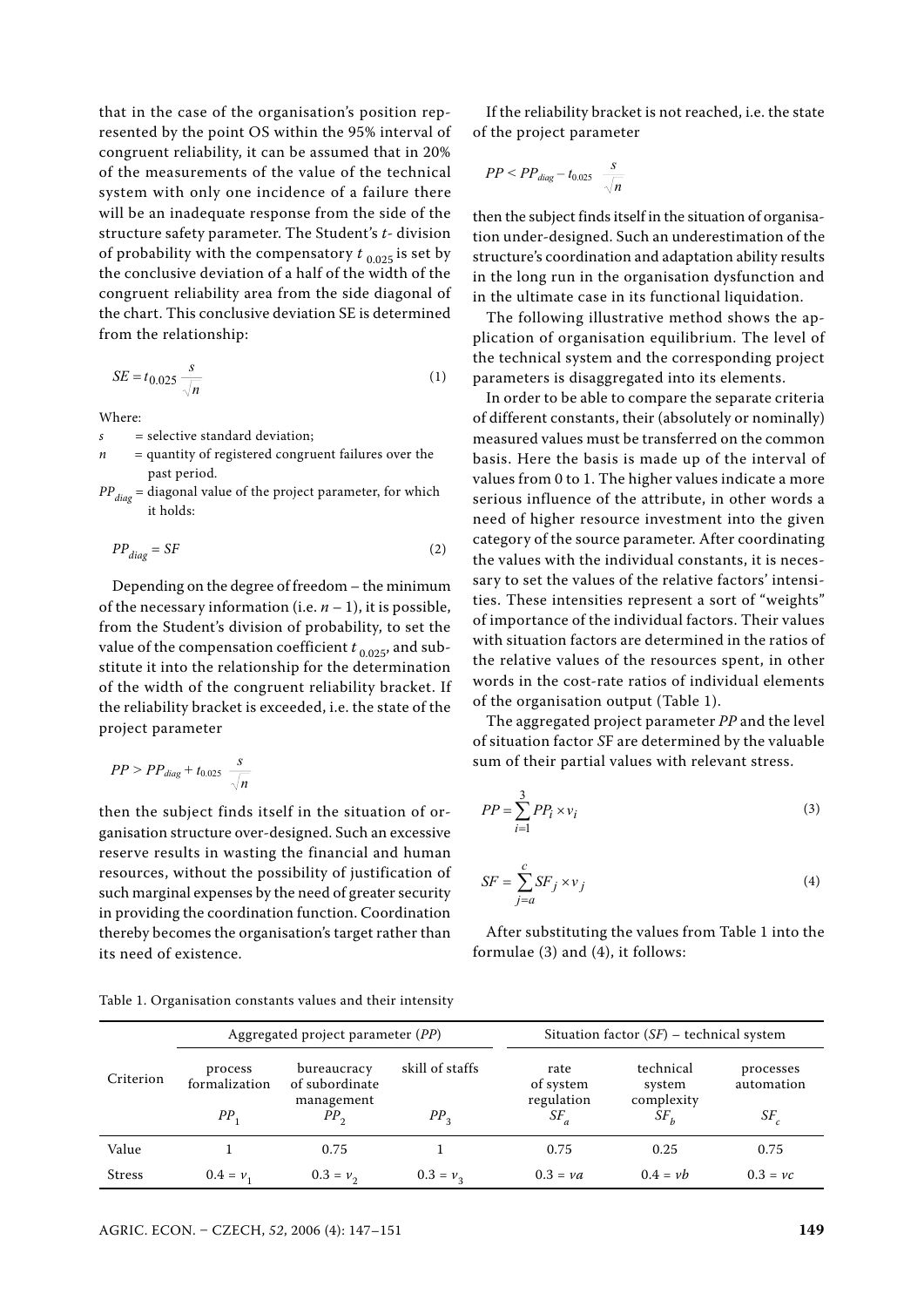that in the case of the organisation's position represented by the point OS within the 95% interval of congruent reliability, it can be assumed that in 20% of the measurements of the value of the technical system with only one incidence of a failure there will be an inadequate response from the side of the structure safety parameter. The Student's *t*- division of probability with the compensatory $t_{0.025}$ is set by the conclusive deviation of a half of the width of the congruent reliability area from the side diagonal of the chart. This conclusive deviation SE is determined from the relationship:

$$SE = t_{0.025}\frac{s}{\sqrt{n}} \tag{1}$$

Where:

$s$ = selective standard deviation;

$n$ = quantity of registered congruent failures over the past period.

$PP_{diag}$ = diagonal value of the project parameter, for which it holds:

$$PP_{diag} = SF \tag{2}$$

Depending on the degree of freedom – the minimum of the necessary information (i.e. $n - 1$), it is possible, from the Student's division of probability, to set the value of the compensation coefficient $t_{0.025}$, and substitute it into the relationship for the determination of the width of the congruent reliability bracket. If the reliability bracket is exceeded, i.e. the state of the project parameter

$$PP > PP_{diag} + t_{0.025}\frac{s}{\sqrt{n}}$$

then the subject finds itself in the situation of organisation structure over-designed. Such an excessive reserve results in wasting the financial and human resources, without the possibility of justification of such marginal expenses by the need of greater security in providing the coordination function. Coordination thereby becomes the organisation's target rather than its need of existence.

If the reliability bracket is not reached, i.e. the state of the project parameter

$$PP < PP_{diag} - t_{0.025}\frac{s}{\sqrt{n}}$$

then the subject finds itself in the situation of organisation under-designed. Such an underestimation of the structure's coordination and adaptation ability results in the long run in the organisation dysfunction and in the ultimate case in its functional liquidation.

The following illustrative method shows the application of organisation equilibrium. The level of the technical system and the corresponding project parameters is disaggregated into its elements.

In order to be able to compare the separate criteria of different constants, their (absolutely or nominally) measured values must be transferred on the common basis. Here the basis is made up of the interval of values from 0 to 1. The higher values indicate a more serious influence of the attribute, in other words a need of higher resource investment into the given category of the source parameter. After coordinating the values with the individual constants, it is necessary to set the values of the relative factors' intensities. These intensities represent a sort of "weights" of importance of the individual factors. Their values with situation factors are determined in the ratios of the relative values of the resources spent, in other words in the cost-rate ratios of individual elements of the organisation output (Table 1).

The aggregated project parameter *PP* and the level of situation factor *SF* are determined by the valuable sum of their partial values with relevant stress.

$$PP = \sum_{i=1}^{3} PP_i \times v_i \tag{3}$$

$$SF = \sum_{j=a}^{c} SF_j \times v_j \tag{4}$$

After substituting the values from Table 1 into the formulae (3) and (4), it follows:

Table 1. Organisation constants values and their intensity

| Criterion | Aggregated project parameter (*PP*) | | | Situation factor (*SF*) – technical system | | |
|---|---|---|---|---|---|---|
| | process formalization $PP_1$ | bureaucracy of subordinate management $PP_2$ | skill of staffs $PP_3$ | rate of system regulation $SF_a$ | technical system complexity $SF_b$ | processes automation $SF_c$ |
| Value | 1 | 0.75 | 1 | 0.75 | 0.25 | 0.75 |
| Stress | $0.4 = v_1$ | $0.3 = v_2$ | $0.3 = v_3$ | $0.3 = va$ | $0.4 = vb$ | $0.3 = vc$ |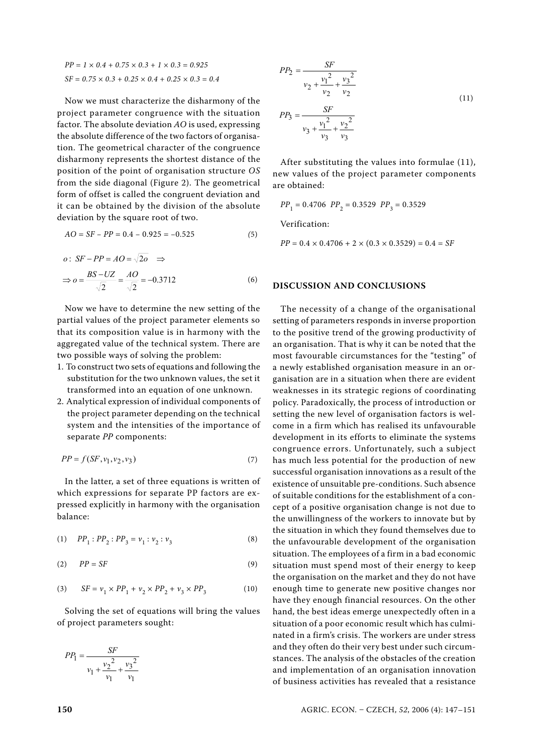$PP = 1 \times 0.4 + 0.75 \times 0.3 + 1 \times 0.3 = 0.925$

$SF = 0.75 \times 0.3 + 0.25 \times 0.4 + 0.25 \times 0.3 = 0.4$

Now we must characterize the disharmony of the project parameter congruence with the situation factor. The absolute deviation $AO$ is used, expressing the absolute difference of the two factors of organisation. The geometrical character of the congruence disharmony represents the shortest distance of the position of the point of organisation structure $OS$ from the side diagonal (Figure 2). The geometrical form of offset is called the congruent deviation and it can be obtained by the division of the absolute deviation by the square root of two.

$$AO = SF - PP = 0.4 - 0.925 = -0.525 \tag{5}$$

$$o: \; SF - PP = AO = \sqrt{2}o \quad \Rightarrow$$

$$\Rightarrow o = \frac{BS - UZ}{\sqrt{2}} = \frac{AO}{\sqrt{2}} = -0.3712 \tag{6}$$

Now we have to determine the new setting of the partial values of the project parameter elements so that its composition value is in harmony with the aggregated value of the technical system. There are two possible ways of solving the problem:

1. To construct two sets of equations and following the substitution for the two unknown values, the set it transformed into an equation of one unknown.
2. Analytical expression of individual components of the project parameter depending on the technical system and the intensities of the importance of separate $PP$ components:

$$PP = f(SF, v_1, v_2, v_3) \tag{7}$$

In the latter, a set of three equations is written of which expressions for separate PP factors are expressed explicitly in harmony with the organisation balance:

$$(1) \quad PP_1 : PP_2 : PP_3 = v_1 : v_2 : v_3 \tag{8}$$

$$(2) \quad PP = SF \tag{9}$$

$$(3) \quad SF = v_1 \times PP_1 + v_2 \times PP_2 + v_3 \times PP_3 \tag{10}$$

Solving the set of equations will bring the values of project parameters sought:

$$PP_1 = \frac{SF}{v_1 + \frac{v_2^2}{v_1} + \frac{v_3^2}{v_1}}$$

$$PP_2 = \frac{SF}{v_2 + \frac{v_1^2}{v_2} + \frac{v_3^2}{v_2}} \tag{11}$$

$$PP_3 = \frac{SF}{v_3 + \frac{v_1^2}{v_3} + \frac{v_2^2}{v_3}}$$

After substituting the values into formulae (11), new values of the project parameter components are obtained:

$PP_1 = 0.4706 \quad PP_2 = 0.3529 \quad PP_3 = 0.3529$

Verification:

$PP = 0.4 \times 0.4706 + 2 \times (0.3 \times 0.3529) = 0.4 = SF$

## DISCUSSION AND CONCLUSIONS

The necessity of a change of the organisational setting of parameters responds in inverse proportion to the positive trend of the growing productivity of an organisation. That is why it can be noted that the most favourable circumstances for the "testing" of a newly established organisation measure in an organisation are in a situation when there are evident weaknesses in its strategic regions of coordinating policy. Paradoxically, the process of introduction or setting the new level of organisation factors is welcome in a firm which has realised its unfavourable development in its efforts to eliminate the systems congruence errors. Unfortunately, such a subject has much less potential for the production of new successful organisation innovations as a result of the existence of unsuitable pre-conditions. Such absence of suitable conditions for the establishment of a concept of a positive organisation change is not due to the unwillingness of the workers to innovate but by the situation in which they found themselves due to the unfavourable development of the organisation situation. The employees of a firm in a bad economic situation must spend most of their energy to keep the organisation on the market and they do not have enough time to generate new positive changes nor have they enough financial resources. On the other hand, the best ideas emerge unexpectedly often in a situation of a poor economic result which has culminated in a firm's crisis. The workers are under stress and they often do their very best under such circumstances. The analysis of the obstacles of the creation and implementation of an organisation innovation of business activities has revealed that a resistance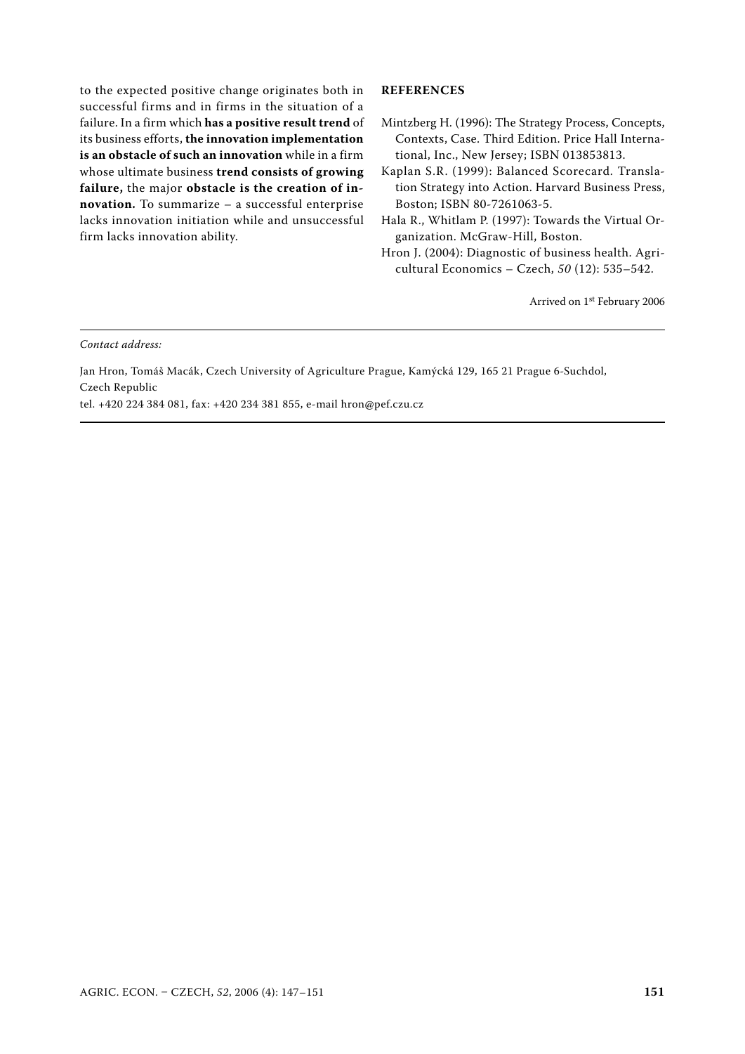to the expected positive change originates both in successful firms and in firms in the situation of a failure. In a firm which **has a positive result trend** of its business efforts, **the innovation implementation is an obstacle of such an innovation** while in a firm whose ultimate business **trend consists of growing failure,** the major **obstacle is the creation of innovation.** To summarize – a successful enterprise lacks innovation initiation while and unsuccessful firm lacks innovation ability.

## REFERENCES

Mintzberg H. (1996): The Strategy Process, Concepts, Contexts, Case. Third Edition. Price Hall International, Inc., New Jersey; ISBN 013853813.

Kaplan S.R. (1999): Balanced Scorecard. Translation Strategy into Action. Harvard Business Press, Boston; ISBN 80-7261063-5.

Hala R., Whitlam P. (1997): Towards the Virtual Organization. McGraw-Hill, Boston.

Hron J. (2004): Diagnostic of business health. Agricultural Economics – Czech, *50* (12): 535–542.

Arrived on 1st February 2006

*Contact address:*

Jan Hron, Tomáš Macák, Czech University of Agriculture Prague, Kamýcká 129, 165 21 Prague 6-Suchdol, Czech Republic
tel. +420 224 384 081, fax: +420 234 381 855, e-mail hron@pef.czu.cz